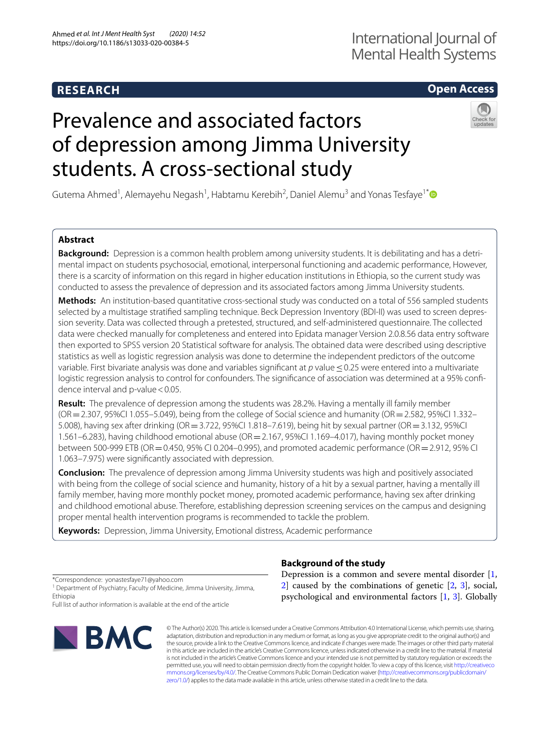RESEARCH

Open Access

# Prevalence and associated factors of depression among Jimma University students. A cross-sectional study

Gutema Ahmed[1], Alemayehu Negash[1], Habtamu Kerebih[2], Daniel Alemu[3] and Yonas Tesfaye[1*]

## Abstract

**Background:** Depression is a common health problem among university students. It is debilitating and has a detrimental impact on students psychosocial, emotional, interpersonal functioning and academic performance, However, there is a scarcity of information on this regard in higher education institutions in Ethiopia, so the current study was conducted to assess the prevalence of depression and its associated factors among Jimma University students.

**Methods:** An institution-based quantitative cross-sectional study was conducted on a total of 556 sampled students selected by a multistage stratified sampling technique. Beck Depression Inventory (BDI-II) was used to screen depression severity. Data was collected through a pretested, structured, and self-administered questionnaire. The collected data were checked manually for completeness and entered into Epidata manager Version 2.0.8.56 data entry software then exported to SPSS version 20 Statistical software for analysis. The obtained data were described using descriptive statistics as well as logistic regression analysis was done to determine the independent predictors of the outcome variable. First bivariate analysis was done and variables significant at $p$ value ≤ 0.25 were entered into a multivariate logistic regression analysis to control for confounders. The significance of association was determined at a 95% confidence interval and p-value < 0.05.

**Result:** The prevalence of depression among the students was 28.2%. Having a mentally ill family member (OR = 2.307, 95%CI 1.055–5.049), being from the college of Social science and humanity (OR = 2.582, 95%CI 1.332–5.008), having sex after drinking (OR = 3.722, 95%CI 1.818–7.619), being hit by sexual partner (OR = 3.132, 95%CI 1.561–6.283), having childhood emotional abuse (OR = 2.167, 95%CI 1.169–4.017), having monthly pocket money between 500-999 ETB (OR = 0.450, 95% CI 0.204–0.995), and promoted academic performance (OR = 2.912, 95% CI 1.063–7.975) were significantly associated with depression.

**Conclusion:** The prevalence of depression among Jimma University students was high and positively associated with being from the college of social science and humanity, history of a hit by a sexual partner, having a mentally ill family member, having more monthly pocket money, promoted academic performance, having sex after drinking and childhood emotional abuse. Therefore, establishing depression screening services on the campus and designing proper mental health intervention programs is recommended to tackle the problem.

**Keywords:** Depression, Jimma University, Emotional distress, Academic performance

## Background of the study

Depression is a common and severe mental disorder [1, 2] caused by the combinations of genetic [2, 3], social, psychological and environmental factors [1, 3]. Globally

*Correspondence: yonastesfaye71@yahoo.com
[1] Department of Psychiatry, Faculty of Medicine, Jimma University, Jimma, Ethiopia
Full list of author information is available at the end of the article

© The Author(s) 2020. This article is licensed under a Creative Commons Attribution 4.0 International License, which permits use, sharing, adaptation, distribution and reproduction in any medium or format, as long as you give appropriate credit to the original author(s) and the source, provide a link to the Creative Commons licence, and indicate if changes were made. The images or other third party material in this article are included in the article's Creative Commons licence, unless indicated otherwise in a credit line to the material. If material is not included in the article's Creative Commons licence and your intended use is not permitted by statutory regulation or exceeds the permitted use, you will need to obtain permission directly from the copyright holder. To view a copy of this licence, visit http://creativecommons.org/licenses/by/4.0/. The Creative Commons Public Domain Dedication waiver (http://creativecommons.org/publicdomain/zero/1.0/) applies to the data made available in this article, unless otherwise stated in a credit line to the data.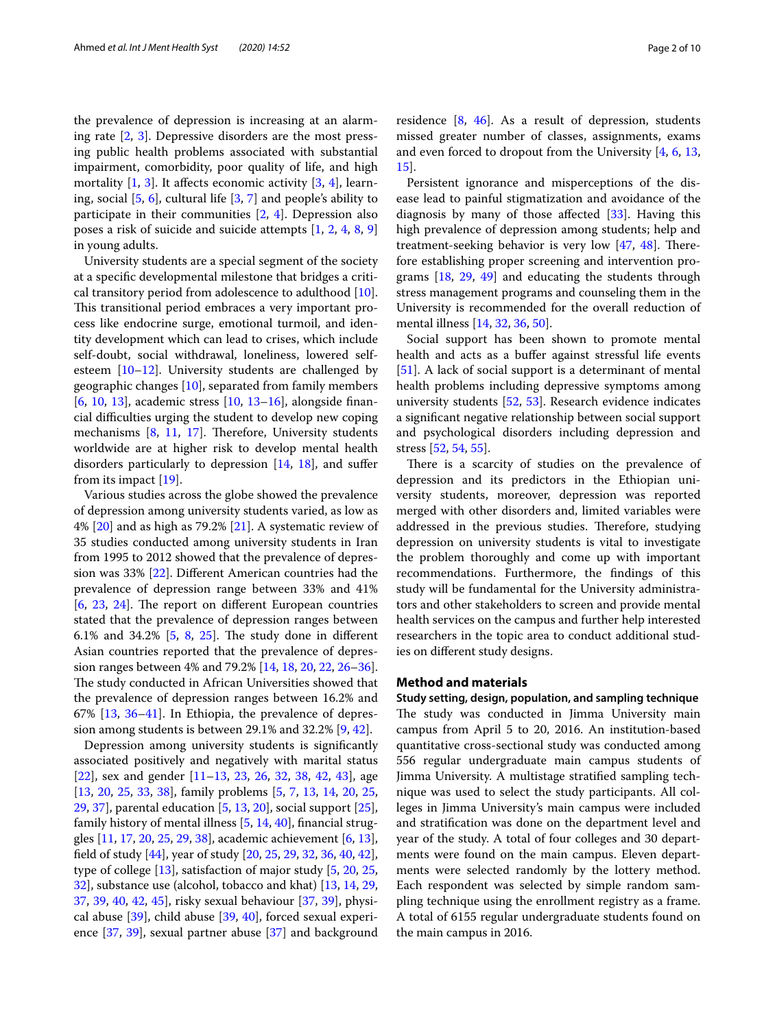the prevalence of depression is increasing at an alarming rate [2, 3]. Depressive disorders are the most pressing public health problems associated with substantial impairment, comorbidity, poor quality of life, and high mortality [1, 3]. It affects economic activity [3, 4], learning, social [5, 6], cultural life [3, 7] and people's ability to participate in their communities [2, 4]. Depression also poses a risk of suicide and suicide attempts [1, 2, 4, 8, 9] in young adults.

University students are a special segment of the society at a specific developmental milestone that bridges a critical transitory period from adolescence to adulthood [10]. This transitional period embraces a very important process like endocrine surge, emotional turmoil, and identity development which can lead to crises, which include self-doubt, social withdrawal, loneliness, lowered self-esteem [10–12]. University students are challenged by geographic changes [10], separated from family members [6, 10, 13], academic stress [10, 13–16], alongside financial difficulties urging the student to develop new coping mechanisms [8, 11, 17]. Therefore, University students worldwide are at higher risk to develop mental health disorders particularly to depression [14, 18], and suffer from its impact [19].

Various studies across the globe showed the prevalence of depression among university students varied, as low as 4% [20] and as high as 79.2% [21]. A systematic review of 35 studies conducted among university students in Iran from 1995 to 2012 showed that the prevalence of depression was 33% [22]. Different American countries had the prevalence of depression range between 33% and 41% [6, 23, 24]. The report on different European countries stated that the prevalence of depression ranges between 6.1% and 34.2% [5, 8, 25]. The study done in different Asian countries reported that the prevalence of depression ranges between 4% and 79.2% [14, 18, 20, 22, 26–36]. The study conducted in African Universities showed that the prevalence of depression ranges between 16.2% and 67% [13, 36–41]. In Ethiopia, the prevalence of depression among students is between 29.1% and 32.2% [9, 42].

Depression among university students is significantly associated positively and negatively with marital status [22], sex and gender [11–13, 23, 26, 32, 38, 42, 43], age [13, 20, 25, 33, 38], family problems [5, 7, 13, 14, 20, 25, 29, 37], parental education [5, 13, 20], social support [25], family history of mental illness [5, 14, 40], financial struggles [11, 17, 20, 25, 29, 38], academic achievement [6, 13], field of study [44], year of study [20, 25, 29, 32, 36, 40, 42], type of college [13], satisfaction of major study [5, 20, 25, 32], substance use (alcohol, tobacco and khat) [13, 14, 29, 37, 39, 40, 42, 45], risky sexual behaviour [37, 39], physical abuse [39], child abuse [39, 40], forced sexual experience [37, 39], sexual partner abuse [37] and background residence [8, 46]. As a result of depression, students missed greater number of classes, assignments, exams and even forced to dropout from the University [4, 6, 13, 15].

Persistent ignorance and misperceptions of the disease lead to painful stigmatization and avoidance of the diagnosis by many of those affected [33]. Having this high prevalence of depression among students; help and treatment-seeking behavior is very low [47, 48]. Therefore establishing proper screening and intervention programs [18, 29, 49] and educating the students through stress management programs and counseling them in the University is recommended for the overall reduction of mental illness [14, 32, 36, 50].

Social support has been shown to promote mental health and acts as a buffer against stressful life events [51]. A lack of social support is a determinant of mental health problems including depressive symptoms among university students [52, 53]. Research evidence indicates a significant negative relationship between social support and psychological disorders including depression and stress [52, 54, 55].

There is a scarcity of studies on the prevalence of depression and its predictors in the Ethiopian university students, moreover, depression was reported merged with other disorders and, limited variables were addressed in the previous studies. Therefore, studying depression on university students is vital to investigate the problem thoroughly and come up with important recommendations. Furthermore, the findings of this study will be fundamental for the University administrators and other stakeholders to screen and provide mental health services on the campus and further help interested researchers in the topic area to conduct additional studies on different study designs.

## Method and materials

### Study setting, design, population, and sampling technique

The study was conducted in Jimma University main campus from April 5 to 20, 2016. An institution-based quantitative cross-sectional study was conducted among 556 regular undergraduate main campus students of Jimma University. A multistage stratified sampling technique was used to select the study participants. All colleges in Jimma University's main campus were included and stratification was done on the department level and year of the study. A total of four colleges and 30 departments were found on the main campus. Eleven departments were selected randomly by the lottery method. Each respondent was selected by simple random sampling technique using the enrollment registry as a frame. A total of 6155 regular undergraduate students found on the main campus in 2016.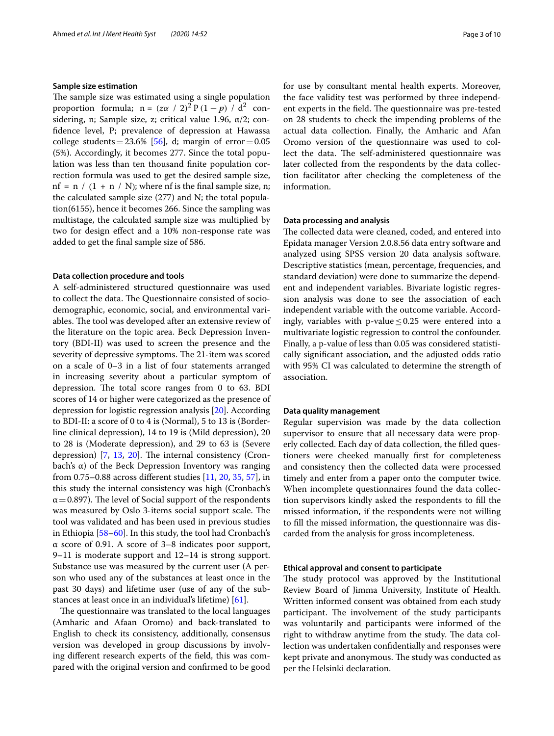### Sample size estimation

The sample size was estimated using a single population proportion formula; $n = (z\alpha\ /\ 2)^2\, P\,(1-p)\ /\ d^2$ considering, n; Sample size, z; critical value 1.96, α/2; confidence level, P; prevalence of depression at Hawassa college students = 23.6% [56], d; margin of error = 0.05 (5%). Accordingly, it becomes 277. Since the total population was less than ten thousand finite population correction formula was used to get the desired sample size, $nf = n\ /\ (1 + n\ /\ N)$; where nf is the final sample size, n; the calculated sample size (277) and N; the total population(6155), hence it becomes 266. Since the sampling was multistage, the calculated sample size was multiplied by two for design effect and a 10% non-response rate was added to get the final sample size of 586.

### Data collection procedure and tools

A self-administered structured questionnaire was used to collect the data. The Questionnaire consisted of socio-demographic, economic, social, and environmental variables. The tool was developed after an extensive review of the literature on the topic area. Beck Depression Inventory (BDI-II) was used to screen the presence and the severity of depressive symptoms. The 21-item was scored on a scale of 0–3 in a list of four statements arranged in increasing severity about a particular symptom of depression. The total score ranges from 0 to 63. BDI scores of 14 or higher were categorized as the presence of depression for logistic regression analysis [20]. According to BDI-II: a score of 0 to 4 is (Normal), 5 to 13 is (Borderline clinical depression), 14 to 19 is (Mild depression), 20 to 28 is (Moderate depression), and 29 to 63 is (Severe depression) [7, 13, 20]. The internal consistency (Cronbach's α) of the Beck Depression Inventory was ranging from 0.75–0.88 across different studies [11, 20, 35, 57], in this study the internal consistency was high (Cronbach's α = 0.897). The level of Social support of the respondents was measured by Oslo 3-items social support scale. The tool was validated and has been used in previous studies in Ethiopia [58–60]. In this study, the tool had Cronbach's α score of 0.91. A score of 3–8 indicates poor support, 9–11 is moderate support and 12–14 is strong support. Substance use was measured by the current user (A person who used any of the substances at least once in the past 30 days) and lifetime user (use of any of the substances at least once in an individual's lifetime) [61].

The questionnaire was translated to the local languages (Amharic and Afaan Oromo) and back-translated to English to check its consistency, additionally, consensus version was developed in group discussions by involving different research experts of the field, this was compared with the original version and confirmed to be good for use by consultant mental health experts. Moreover, the face validity test was performed by three independent experts in the field. The questionnaire was pre-tested on 28 students to check the impending problems of the actual data collection. Finally, the Amharic and Afan Oromo version of the questionnaire was used to collect the data. The self-administered questionnaire was later collected from the respondents by the data collection facilitator after checking the completeness of the information.

### Data processing and analysis

The collected data were cleaned, coded, and entered into Epidata manager Version 2.0.8.56 data entry software and analyzed using SPSS version 20 data analysis software. Descriptive statistics (mean, percentage, frequencies, and standard deviation) were done to summarize the dependent and independent variables. Bivariate logistic regression analysis was done to see the association of each independent variable with the outcome variable. Accordingly, variables with p-value ≤ 0.25 were entered into a multivariate logistic regression to control the confounder. Finally, a p-value of less than 0.05 was considered statistically significant association, and the adjusted odds ratio with 95% CI was calculated to determine the strength of association.

### Data quality management

Regular supervision was made by the data collection supervisor to ensure that all necessary data were properly collected. Each day of data collection, the filled questioners were cheeked manually first for completeness and consistency then the collected data were processed timely and enter from a paper onto the computer twice. When incomplete questionnaires found the data collection supervisors kindly asked the respondents to fill the missed information, if the respondents were not willing to fill the missed information, the questionnaire was discarded from the analysis for gross incompleteness.

### Ethical approval and consent to participate

The study protocol was approved by the Institutional Review Board of Jimma University, Institute of Health. Written informed consent was obtained from each study participant. The involvement of the study participants was voluntarily and participants were informed of the right to withdraw anytime from the study. The data collection was undertaken confidentially and responses were kept private and anonymous. The study was conducted as per the Helsinki declaration.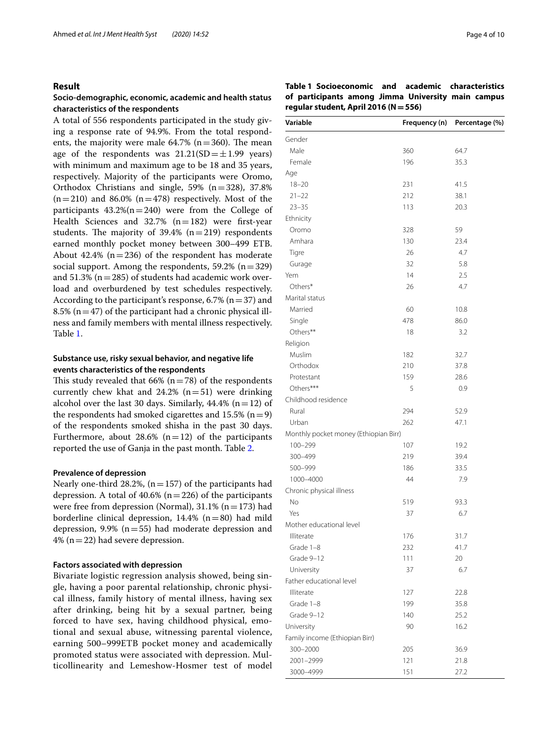## Result

### Socio-demographic, economic, academic and health status characteristics of the respondents

A total of 556 respondents participated in the study giving a response rate of 94.9%. From the total respondents, the majority were male 64.7% (n = 360). The mean age of the respondents was 21.21(SD = ±1.99 years) with minimum and maximum age to be 18 and 35 years, respectively. Majority of the participants were Oromo, Orthodox Christians and single, 59% (n = 328), 37.8% (n = 210) and 86.0% (n = 478) respectively. Most of the participants 43.2%(n = 240) were from the College of Health Sciences and 32.7% (n = 182) were first-year students. The majority of 39.4% (n = 219) respondents earned monthly pocket money between 300–499 ETB. About 42.4% (n = 236) of the respondent has moderate social support. Among the respondents, 59.2% (n = 329) and 51.3% (n = 285) of students had academic work overload and overburdened by test schedules respectively. According to the participant's response, 6.7% (n = 37) and 8.5% (n = 47) of the participant had a chronic physical illness and family members with mental illness respectively. Table 1.

### Substance use, risky sexual behavior, and negative life events characteristics of the respondents

This study revealed that 66% (n = 78) of the respondents currently chew khat and 24.2% (n = 51) were drinking alcohol over the last 30 days. Similarly, 44.4% (n = 12) of the respondents had smoked cigarettes and 15.5% (n = 9) of the respondents smoked shisha in the past 30 days. Furthermore, about 28.6% (n = 12) of the participants reported the use of Ganja in the past month. Table 2.

### Prevalence of depression

Nearly one-third 28.2%, (n = 157) of the participants had depression. A total of 40.6% (n = 226) of the participants were free from depression (Normal), 31.1% (n = 173) had borderline clinical depression, 14.4% (n = 80) had mild depression, 9.9% (n = 55) had moderate depression and 4% (n = 22) had severe depression.

### Factors associated with depression

Bivariate logistic regression analysis showed, being single, having a poor parental relationship, chronic physical illness, family history of mental illness, having sex after drinking, being hit by a sexual partner, being forced to have sex, having childhood physical, emotional and sexual abuse, witnessing parental violence, earning 500–999ETB pocket money and academically promoted status were associated with depression. Multicollinearity and Lemeshow-Hosmer test of model

**Table 1 Socioeconomic and academic characteristics of participants among Jimma University main campus regular student, April 2016 (N = 556)**

| Variable | Frequency (n) | Percentage (%) |
|---|---|---|
| Gender | | |
| Male | 360 | 64.7 |
| Female | 196 | 35.3 |
| Age | | |
| 18–20 | 231 | 41.5 |
| 21–22 | 212 | 38.1 |
| 23–35 | 113 | 20.3 |
| Ethnicity | | |
| Oromo | 328 | 59 |
| Amhara | 130 | 23.4 |
| Tigre | 26 | 4.7 |
| Gurage | 32 | 5.8 |
| Yem | 14 | 2.5 |
| Others* | 26 | 4.7 |
| Marital status | | |
| Married | 60 | 10.8 |
| Single | 478 | 86.0 |
| Others** | 18 | 3.2 |
| Religion | | |
| Muslim | 182 | 32.7 |
| Orthodox | 210 | 37.8 |
| Protestant | 159 | 28.6 |
| Others*** | 5 | 0.9 |
| Childhood residence | | |
| Rural | 294 | 52.9 |
| Urban | 262 | 47.1 |
| Monthly pocket money (Ethiopian Birr) | | |
| 100–299 | 107 | 19.2 |
| 300–499 | 219 | 39.4 |
| 500–999 | 186 | 33.5 |
| 1000–4000 | 44 | 7.9 |
| Chronic physical illness | | |
| No | 519 | 93.3 |
| Yes | 37 | 6.7 |
| Mother educational level | | |
| Illiterate | 176 | 31.7 |
| Grade 1–8 | 232 | 41.7 |
| Grade 9–12 | 111 | 20 |
| University | 37 | 6.7 |
| Father educational level | | |
| Illiterate | 127 | 22.8 |
| Grade 1–8 | 199 | 35.8 |
| Grade 9–12 | 140 | 25.2 |
| University | 90 | 16.2 |
| Family income (Ethiopian Birr) | | |
| 300–2000 | 205 | 36.9 |
| 2001–2999 | 121 | 21.8 |
| 3000–4999 | 151 | 27.2 |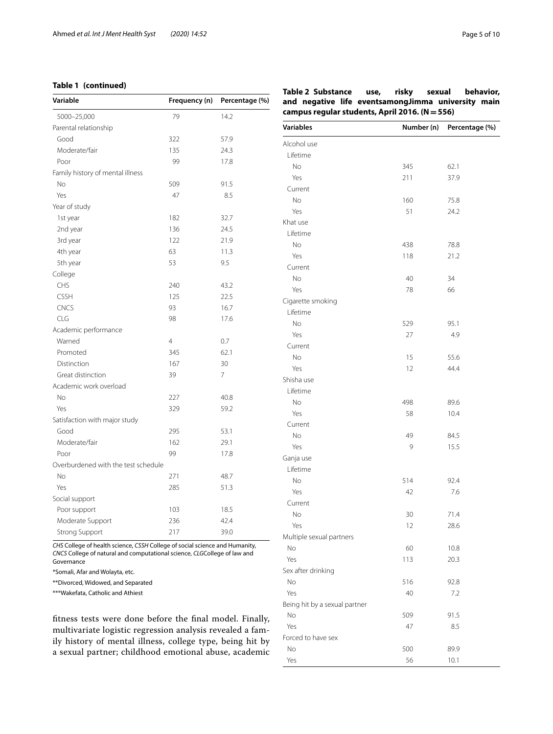**Table 1 (continued)**

| Variable | Frequency (n) | Percentage (%) |
|---|---|---|
| 5000–25,000 | 79 | 14.2 |
| Parental relationship | | |
| Good | 322 | 57.9 |
| Moderate/fair | 135 | 24.3 |
| Poor | 99 | 17.8 |
| Family history of mental illness | | |
| No | 509 | 91.5 |
| Yes | 47 | 8.5 |
| Year of study | | |
| 1st year | 182 | 32.7 |
| 2nd year | 136 | 24.5 |
| 3rd year | 122 | 21.9 |
| 4th year | 63 | 11.3 |
| 5th year | 53 | 9.5 |
| College | | |
| CHS | 240 | 43.2 |
| CSSH | 125 | 22.5 |
| CNCS | 93 | 16.7 |
| CLG | 98 | 17.6 |
| Academic performance | | |
| Warned | 4 | 0.7 |
| Promoted | 345 | 62.1 |
| Distinction | 167 | 30 |
| Great distinction | 39 | 7 |
| Academic work overload | | |
| No | 227 | 40.8 |
| Yes | 329 | 59.2 |
| Satisfaction with major study | | |
| Good | 295 | 53.1 |
| Moderate/fair | 162 | 29.1 |
| Poor | 99 | 17.8 |
| Overburdened with the test schedule | | |
| No | 271 | 48.7 |
| Yes | 285 | 51.3 |
| Social support | | |
| Poor support | 103 | 18.5 |
| Moderate Support | 236 | 42.4 |
| Strong Support | 217 | 39.0 |

*CHS* College of health science, *CSSH* College of social science and Humanity, *CNCS* College of natural and computational science, *CLG*College of law and Governance

*Somali, Afar and Wolayta, etc.

**Divorced, Widowed, and Separated

***Wakefata, Catholic and Athiest

fitness tests were done before the final model. Finally, multivariate logistic regression analysis revealed a family history of mental illness, college type, being hit by a sexual partner; childhood emotional abuse, academic

**Table 2 Substance use, risky sexual behavior, and negative life eventsamongJimma university main campus regular students, April 2016. (N = 556)**

| Variables | Number (n) | Percentage (%) |
|---|---|---|
| Alcohol use | | |
| Lifetime | | |
| No | 345 | 62.1 |
| Yes | 211 | 37.9 |
| Current | | |
| No | 160 | 75.8 |
| Yes | 51 | 24.2 |
| Khat use | | |
| Lifetime | | |
| No | 438 | 78.8 |
| Yes | 118 | 21.2 |
| Current | | |
| No | 40 | 34 |
| Yes | 78 | 66 |
| Cigarette smoking | | |
| Lifetime | | |
| No | 529 | 95.1 |
| Yes | 27 | 4.9 |
| Current | | |
| No | 15 | 55.6 |
| Yes | 12 | 44.4 |
| Shisha use | | |
| Lifetime | | |
| No | 498 | 89.6 |
| Yes | 58 | 10.4 |
| Current | | |
| No | 49 | 84.5 |
| Yes | 9 | 15.5 |
| Ganja use | | |
| Lifetime | | |
| No | 514 | 92.4 |
| Yes | 42 | 7.6 |
| Current | | |
| No | 30 | 71.4 |
| Yes | 12 | 28.6 |
| Multiple sexual partners | | |
| No | 60 | 10.8 |
| Yes | 113 | 20.3 |
| Sex after drinking | | |
| No | 516 | 92.8 |
| Yes | 40 | 7.2 |
| Being hit by a sexual partner | | |
| No | 509 | 91.5 |
| Yes | 47 | 8.5 |
| Forced to have sex | | |
| No | 500 | 89.9 |
| Yes | 56 | 10.1 |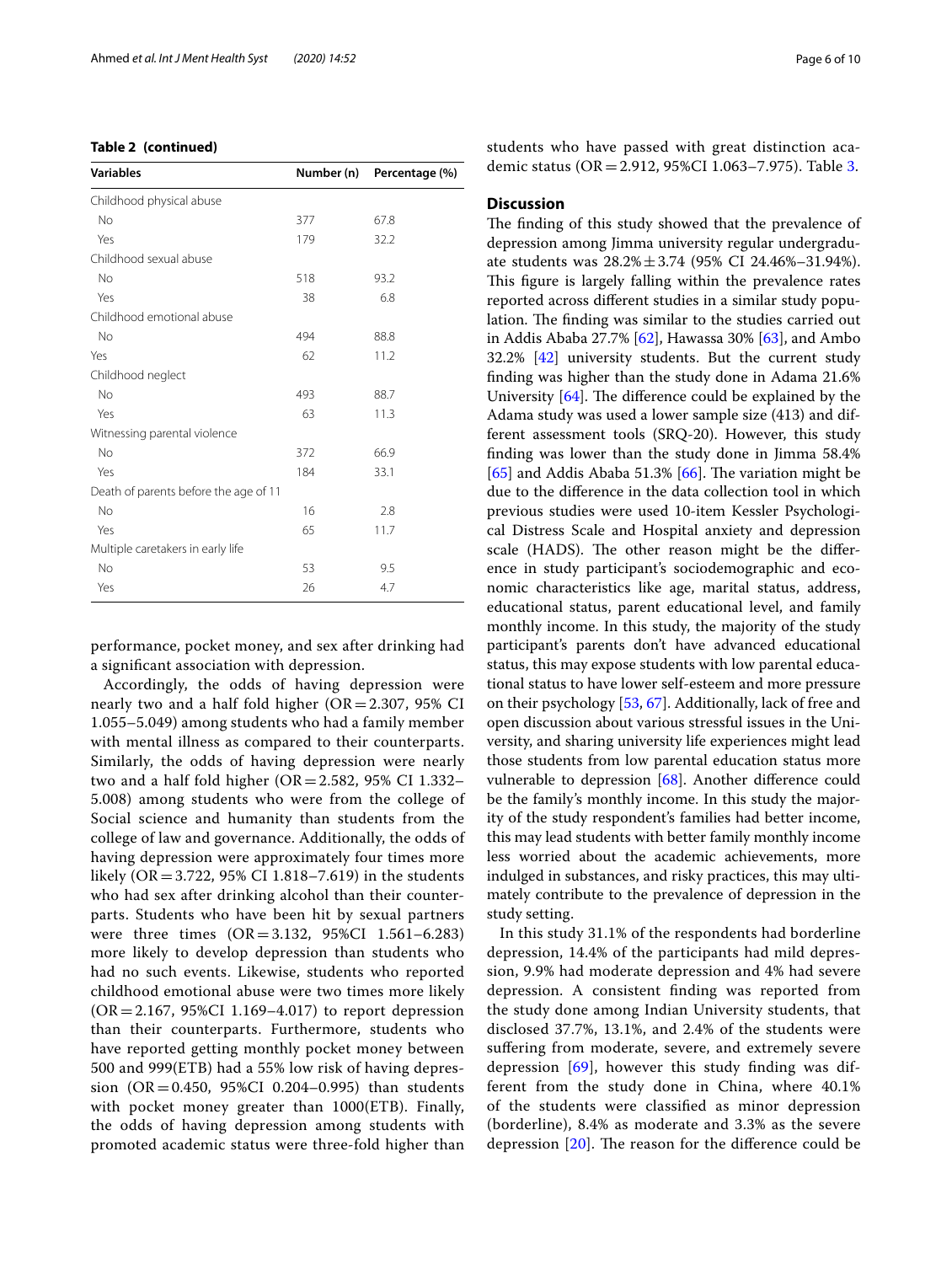**Table 2 (continued)**

| Variables | Number (n) | Percentage (%) |
|---|---|---|
| Childhood physical abuse | | |
| No | 377 | 67.8 |
| Yes | 179 | 32.2 |
| Childhood sexual abuse | | |
| No | 518 | 93.2 |
| Yes | 38 | 6.8 |
| Childhood emotional abuse | | |
| No | 494 | 88.8 |
| Yes | 62 | 11.2 |
| Childhood neglect | | |
| No | 493 | 88.7 |
| Yes | 63 | 11.3 |
| Witnessing parental violence | | |
| No | 372 | 66.9 |
| Yes | 184 | 33.1 |
| Death of parents before the age of 11 | | |
| No | 16 | 2.8 |
| Yes | 65 | 11.7 |
| Multiple caretakers in early life | | |
| No | 53 | 9.5 |
| Yes | 26 | 4.7 |

performance, pocket money, and sex after drinking had a significant association with depression.

Accordingly, the odds of having depression were nearly two and a half fold higher (OR = 2.307, 95% CI 1.055–5.049) among students who had a family member with mental illness as compared to their counterparts. Similarly, the odds of having depression were nearly two and a half fold higher (OR = 2.582, 95% CI 1.332–5.008) among students who were from the college of Social science and humanity than students from the college of law and governance. Additionally, the odds of having depression were approximately four times more likely (OR = 3.722, 95% CI 1.818–7.619) in the students who had sex after drinking alcohol than their counterparts. Students who have been hit by sexual partners were three times (OR = 3.132, 95%CI 1.561–6.283) more likely to develop depression than students who had no such events. Likewise, students who reported childhood emotional abuse were two times more likely (OR = 2.167, 95%CI 1.169–4.017) to report depression than their counterparts. Furthermore, students who have reported getting monthly pocket money between 500 and 999(ETB) had a 55% low risk of having depression (OR = 0.450, 95%CI 0.204–0.995) than students with pocket money greater than 1000(ETB). Finally, the odds of having depression among students with promoted academic status were three-fold higher than students who have passed with great distinction academic status (OR = 2.912, 95%CI 1.063–7.975). Table 3.

## Discussion

The finding of this study showed that the prevalence of depression among Jimma university regular undergraduate students was 28.2% ± 3.74 (95% CI 24.46%–31.94%). This figure is largely falling within the prevalence rates reported across different studies in a similar study population. The finding was similar to the studies carried out in Addis Ababa 27.7% [62], Hawassa 30% [63], and Ambo 32.2% [42] university students. But the current study finding was higher than the study done in Adama 21.6% University [64]. The difference could be explained by the Adama study was used a lower sample size (413) and different assessment tools (SRQ-20). However, this study finding was lower than the study done in Jimma 58.4% [65] and Addis Ababa 51.3% [66]. The variation might be due to the difference in the data collection tool in which previous studies were used 10-item Kessler Psychological Distress Scale and Hospital anxiety and depression scale (HADS). The other reason might be the difference in study participant's sociodemographic and economic characteristics like age, marital status, address, educational status, parent educational level, and family monthly income. In this study, the majority of the study participant's parents don't have advanced educational status, this may expose students with low parental educational status to have lower self-esteem and more pressure on their psychology [53, 67]. Additionally, lack of free and open discussion about various stressful issues in the University, and sharing university life experiences might lead those students from low parental education status more vulnerable to depression [68]. Another difference could be the family's monthly income. In this study the majority of the study respondent's families had better income, this may lead students with better family monthly income less worried about the academic achievements, more indulged in substances, and risky practices, this may ultimately contribute to the prevalence of depression in the study setting.

In this study 31.1% of the respondents had borderline depression, 14.4% of the participants had mild depression, 9.9% had moderate depression and 4% had severe depression. A consistent finding was reported from the study done among Indian University students, that disclosed 37.7%, 13.1%, and 2.4% of the students were suffering from moderate, severe, and extremely severe depression [69], however this study finding was different from the study done in China, where 40.1% of the students were classified as minor depression (borderline), 8.4% as moderate and 3.3% as the severe depression [20]. The reason for the difference could be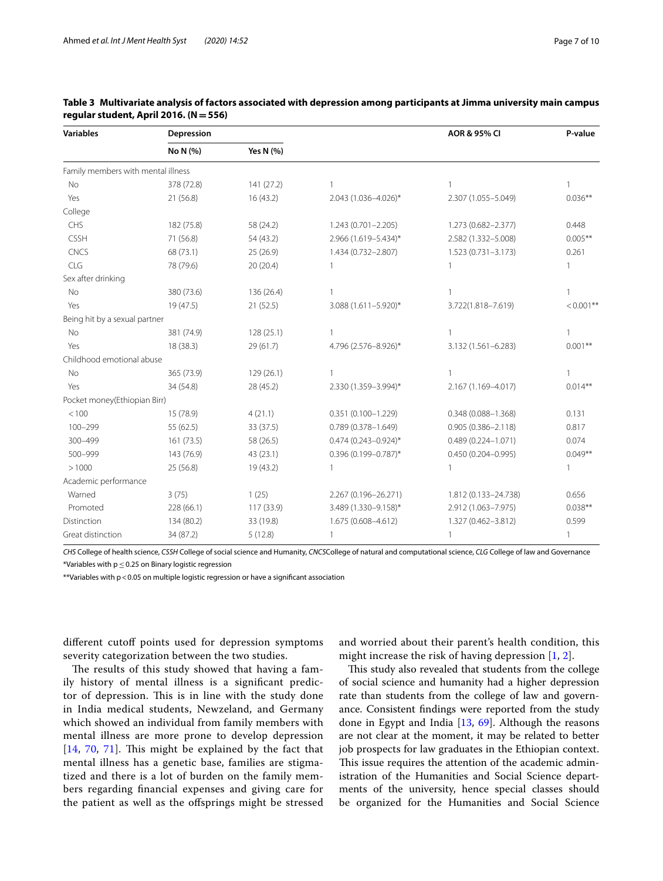**Table 3 Multivariate analysis of factors associated with depression among participants at Jimma university main campus regular student, April 2016. (N = 556)**

| Variables | Depression | | | AOR & 95% CI | P-value |
|---|---|---|---|---|---|
| | No N (%) | Yes N (%) | | | |
| Family members with mental illness | | | | | |
| No | 378 (72.8) | 141 (27.2) | 1 | 1 | 1 |
| Yes | 21 (56.8) | 16 (43.2) | 2.043 (1.036–4.026)* | 2.307 (1.055–5.049) | 0.036** |
| College | | | | | |
| CHS | 182 (75.8) | 58 (24.2) | 1.243 (0.701–2.205) | 1.273 (0.682–2.377) | 0.448 |
| CSSH | 71 (56.8) | 54 (43.2) | 2.966 (1.619–5.434)* | 2.582 (1.332–5.008) | 0.005** |
| CNCS | 68 (73.1) | 25 (26.9) | 1.434 (0.732–2.807) | 1.523 (0.731–3.173) | 0.261 |
| CLG | 78 (79.6) | 20 (20.4) | 1 | 1 | 1 |
| Sex after drinking | | | | | |
| No | 380 (73.6) | 136 (26.4) | 1 | 1 | 1 |
| Yes | 19 (47.5) | 21 (52.5) | 3.088 (1.611–5.920)* | 3.722(1.818–7.619) | < 0.001** |
| Being hit by a sexual partner | | | | | |
| No | 381 (74.9) | 128 (25.1) | 1 | 1 | 1 |
| Yes | 18 (38.3) | 29 (61.7) | 4.796 (2.576–8.926)* | 3.132 (1.561–6.283) | 0.001** |
| Childhood emotional abuse | | | | | |
| No | 365 (73.9) | 129 (26.1) | 1 | 1 | 1 |
| Yes | 34 (54.8) | 28 (45.2) | 2.330 (1.359–3.994)* | 2.167 (1.169–4.017) | 0.014** |
| Pocket money(Ethiopian Birr) | | | | | |
| < 100 | 15 (78.9) | 4 (21.1) | 0.351 (0.100–1.229) | 0.348 (0.088–1.368) | 0.131 |
| 100–299 | 55 (62.5) | 33 (37.5) | 0.789 (0.378–1.649) | 0.905 (0.386–2.118) | 0.817 |
| 300–499 | 161 (73.5) | 58 (26.5) | 0.474 (0.243–0.924)* | 0.489 (0.224–1.071) | 0.074 |
| 500–999 | 143 (76.9) | 43 (23.1) | 0.396 (0.199–0.787)* | 0.450 (0.204–0.995) | 0.049** |
| > 1000 | 25 (56.8) | 19 (43.2) | 1 | 1 | 1 |
| Academic performance | | | | | |
| Warned | 3 (75) | 1 (25) | 2.267 (0.196–26.271) | 1.812 (0.133–24.738) | 0.656 |
| Promoted | 228 (66.1) | 117 (33.9) | 3.489 (1.330–9.158)* | 2.912 (1.063–7.975) | 0.038** |
| Distinction | 134 (80.2) | 33 (19.8) | 1.675 (0.608–4.612) | 1.327 (0.462–3.812) | 0.599 |
| Great distinction | 34 (87.2) | 5 (12.8) | 1 | 1 | 1 |

*CHS* College of health science, *CSSH* College of social science and Humanity, *CNCS*College of natural and computational science, *CLG* College of law and Governance

*Variables with $p \leq 0.25$ on Binary logistic regression

**Variables with $p < 0.05$ on multiple logistic regression or have a significant association

different cutoff points used for depression symptoms severity categorization between the two studies.

The results of this study showed that having a family history of mental illness is a significant predictor of depression. This is in line with the study done in India medical students, Newzeland, and Germany which showed an individual from family members with mental illness are more prone to develop depression [14, 70, 71]. This might be explained by the fact that mental illness has a genetic base, families are stigmatized and there is a lot of burden on the family members regarding financial expenses and giving care for the patient as well as the offsprings might be stressed and worried about their parent's health condition, this might increase the risk of having depression [1, 2].

This study also revealed that students from the college of social science and humanity had a higher depression rate than students from the college of law and governance. Consistent findings were reported from the study done in Egypt and India [13, 69]. Although the reasons are not clear at the moment, it may be related to better job prospects for law graduates in the Ethiopian context. This issue requires the attention of the academic administration of the Humanities and Social Science departments of the university, hence special classes should be organized for the Humanities and Social Science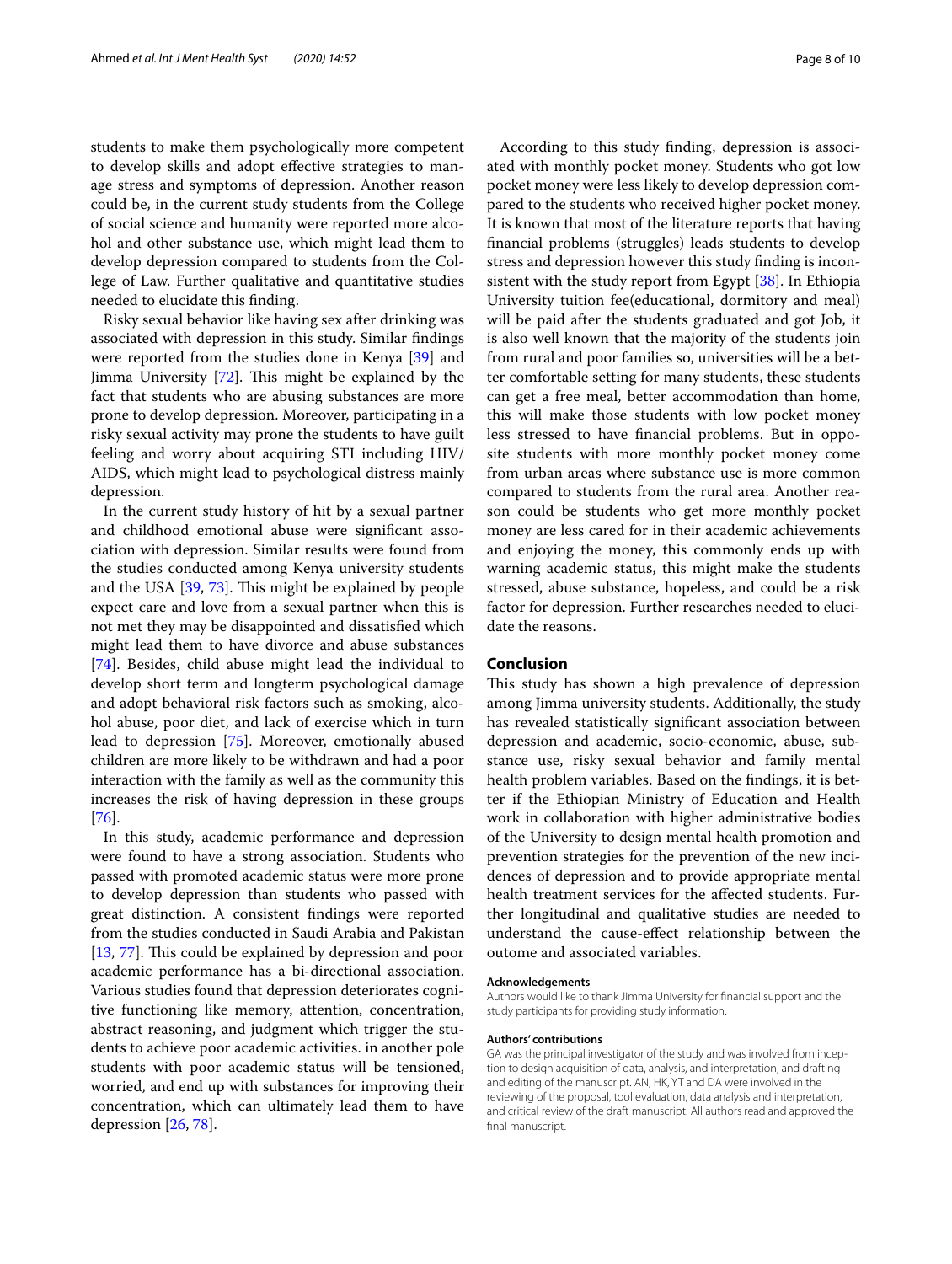students to make them psychologically more competent to develop skills and adopt effective strategies to manage stress and symptoms of depression. Another reason could be, in the current study students from the College of social science and humanity were reported more alcohol and other substance use, which might lead them to develop depression compared to students from the College of Law. Further qualitative and quantitative studies needed to elucidate this finding.

Risky sexual behavior like having sex after drinking was associated with depression in this study. Similar findings were reported from the studies done in Kenya [39] and Jimma University [72]. This might be explained by the fact that students who are abusing substances are more prone to develop depression. Moreover, participating in a risky sexual activity may prone the students to have guilt feeling and worry about acquiring STI including HIV/AIDS, which might lead to psychological distress mainly depression.

In the current study history of hit by a sexual partner and childhood emotional abuse were significant association with depression. Similar results were found from the studies conducted among Kenya university students and the USA [39, 73]. This might be explained by people expect care and love from a sexual partner when this is not met they may be disappointed and dissatisfied which might lead them to have divorce and abuse substances [74]. Besides, child abuse might lead the individual to develop short term and longterm psychological damage and adopt behavioral risk factors such as smoking, alcohol abuse, poor diet, and lack of exercise which in turn lead to depression [75]. Moreover, emotionally abused children are more likely to be withdrawn and had a poor interaction with the family as well as the community this increases the risk of having depression in these groups [76].

In this study, academic performance and depression were found to have a strong association. Students who passed with promoted academic status were more prone to develop depression than students who passed with great distinction. A consistent findings were reported from the studies conducted in Saudi Arabia and Pakistan [13, 77]. This could be explained by depression and poor academic performance has a bi-directional association. Various studies found that depression deteriorates cognitive functioning like memory, attention, concentration, abstract reasoning, and judgment which trigger the students to achieve poor academic activities. in another pole students with poor academic status will be tensioned, worried, and end up with substances for improving their concentration, which can ultimately lead them to have depression [26, 78].

According to this study finding, depression is associated with monthly pocket money. Students who got low pocket money were less likely to develop depression compared to the students who received higher pocket money. It is known that most of the literature reports that having financial problems (struggles) leads students to develop stress and depression however this study finding is inconsistent with the study report from Egypt [38]. In Ethiopia University tuition fee(educational, dormitory and meal) will be paid after the students graduated and got Job, it is also well known that the majority of the students join from rural and poor families so, universities will be a better comfortable setting for many students, these students can get a free meal, better accommodation than home, this will make those students with low pocket money less stressed to have financial problems. But in opposite students with more monthly pocket money come from urban areas where substance use is more common compared to students from the rural area. Another reason could be students who get more monthly pocket money are less cared for in their academic achievements and enjoying the money, this commonly ends up with warning academic status, this might make the students stressed, abuse substance, hopeless, and could be a risk factor for depression. Further researches needed to elucidate the reasons.

## Conclusion

This study has shown a high prevalence of depression among Jimma university students. Additionally, the study has revealed statistically significant association between depression and academic, socio-economic, abuse, substance use, risky sexual behavior and family mental health problem variables. Based on the findings, it is better if the Ethiopian Ministry of Education and Health work in collaboration with higher administrative bodies of the University to design mental health promotion and prevention strategies for the prevention of the new incidences of depression and to provide appropriate mental health treatment services for the affected students. Further longitudinal and qualitative studies are needed to understand the cause-effect relationship between the outome and associated variables.

#### Acknowledgements

Authors would like to thank Jimma University for financial support and the study participants for providing study information.

#### Authors' contributions

GA was the principal investigator of the study and was involved from inception to design acquisition of data, analysis, and interpretation, and drafting and editing of the manuscript. AN, HK, YT and DA were involved in the reviewing of the proposal, tool evaluation, data analysis and interpretation, and critical review of the draft manuscript. All authors read and approved the final manuscript.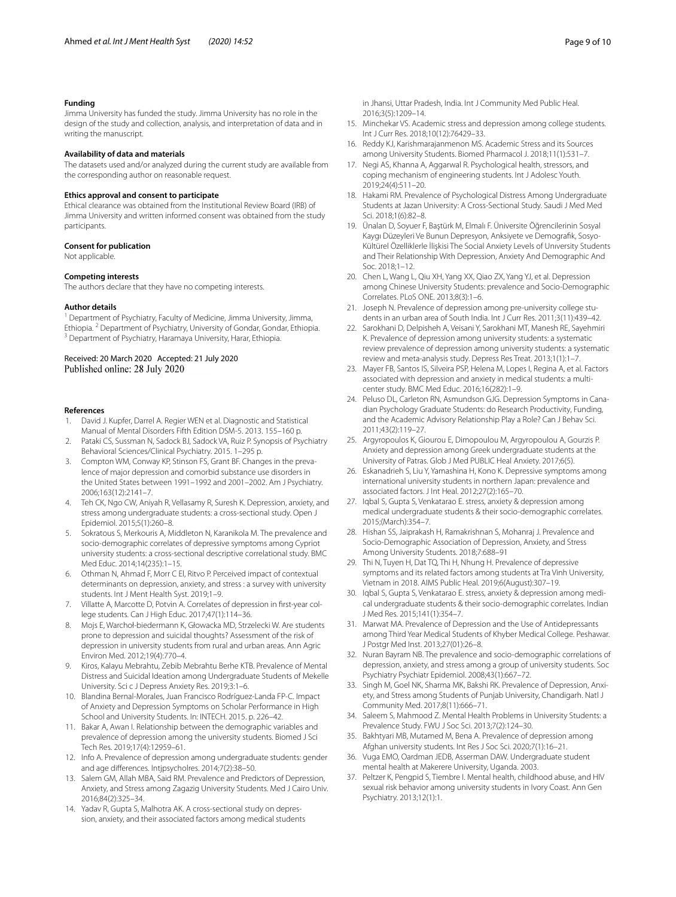### Funding

Jimma University has funded the study. Jimma University has no role in the design of the study and collection, analysis, and interpretation of data and in writing the manuscript.

### Availability of data and materials

The datasets used and/or analyzed during the current study are available from the corresponding author on reasonable request.

### Ethics approval and consent to participate

Ethical clearance was obtained from the Institutional Review Board (IRB) of Jimma University and written informed consent was obtained from the study participants.

### Consent for publication

Not applicable.

### Competing interests

The authors declare that they have no competing interests.

### Author details

[1] Department of Psychiatry, Faculty of Medicine, Jimma University, Jimma, Ethiopia. [2] Department of Psychiatry, University of Gondar, Gondar, Ethiopia. [3] Department of Psychiatry, Haramaya University, Harar, Ethiopia.

Received: 20 March 2020 Accepted: 21 July 2020
Published online: 28 July 2020

### References

1. David J. Kupfer, Darrel A. Regier WEN et al. Diagnostic and Statistical Manual of Mental Disorders Fifth Edition DSM-5. 2013. 155–160 p.
2. Pataki CS, Sussman N, Sadock BJ, Sadock VA, Ruiz P. Synopsis of Psychiatry Behavioral Sciences/Clinical Psychiatry. 2015. 1–295 p.
3. Compton WM, Conway KP, Stinson FS, Grant BF. Changes in the prevalence of major depression and comorbid substance use disorders in the United States between 1991–1992 and 2001–2002. Am J Psychiatry. 2006;163(12):2141–7.
4. Teh CK, Ngo CW, Aniyah R, Vellasamy R, Suresh K. Depression, anxiety, and stress among undergraduate students: a cross-sectional study. Open J Epidemiol. 2015;5(1):260–8.
5. Sokratous S, Merkouris A, Middleton N, Karanikola M. The prevalence and socio-demographic correlates of depressive symptoms among Cypriot university students: a cross-sectional descriptive correlational study. BMC Med Educ. 2014;14(235):1–15.
6. Othman N, Ahmad F, Morr C El, Ritvo P. Perceived impact of contextual determinants on depression, anxiety, and stress : a survey with university students. Int J Ment Health Syst. 2019;1–9.
7. Villatte A, Marcotte D, Potvin A. Correlates of depression in first-year college students. Can J High Educ. 2017;47(1):114–36.
8. Mojs E, Warchoł-biedermann K, Głowacka MD, Strzelecki W. Are students prone to depression and suicidal thoughts? Assessment of the risk of depression in university students from rural and urban areas. Ann Agric Environ Med. 2012;19(4):770–4.
9. Kiros, Kalayu Mebrahtu, Zebib Mebrahtu Berhe KTB. Prevalence of Mental Distress and Suicidal Ideation among Undergraduate Students of Mekelle University. Sci c J Depress Anxiety Res. 2019;3:1–6.
10. Blandina Bernal-Morales, Juan Francisco Rodríguez-Landa FP-C. Impact of Anxiety and Depression Symptoms on Scholar Performance in High School and University Students. In: INTECH. 2015. p. 226–42.
11. Bakar A, Awan I. Relationship between the demographic variables and prevalence of depression among the university students. Biomed J Sci Tech Res. 2019;17(4):12959–61.
12. Info A. Prevalence of depression among undergraduate students: gender and age differences. Intjpsycholres. 2014;7(2):38–50.
13. Salem GM, Allah MBA, Said RM. Prevalence and Predictors of Depression, Anxiety, and Stress among Zagazig University Students. Med J Cairo Univ. 2016;84(2):325–34.
14. Yadav R, Gupta S, Malhotra AK. A cross-sectional study on depression, anxiety, and their associated factors among medical students in Jhansi, Uttar Pradesh, India. Int J Community Med Public Heal. 2016;3(5):1209–14.
15. Minchekar VS. Academic stress and depression among college students. Int J Curr Res. 2018;10(12):76429–33.
16. Reddy KJ, Karishmarajanmenon MS. Academic Stress and its Sources among University Students. Biomed Pharmacol J. 2018;11(1):531–7.
17. Negi AS, Khanna A, Aggarwal R. Psychological health, stressors, and coping mechanism of engineering students. Int J Adolesc Youth. 2019;24(4):511–20.
18. Hakami RM. Prevalence of Psychological Distress Among Undergraduate Students at Jazan University: A Cross-Sectional Study. Saudi J Med Med Sci. 2018;1(6):82–8.
19. Ünalan D, Soyuer F, Baştürk M, Elmalı F. Üniversite Öğrencilerinin Sosyal Kaygı Düzeyleri Ve Bunun Depresyon, Anksiyete ve Demografik, Sosyo-Kültürel Özelliklerle İlişkisi The Social Anxiety Levels of Unıversity Students and Their Relationship With Depression, Anxiety And Demographic And Soc. 2018;1–12.
20. Chen L, Wang L, Qiu XH, Yang XX, Qiao ZX, Yang YJ, et al. Depression among Chinese University Students: prevalence and Socio-Demographic Correlates. PLoS ONE. 2013;8(3):1–6.
21. Joseph N. Prevalence of depression among pre-university college students in an urban area of South India. Int J Curr Res. 2011;3(11):439–42.
22. Sarokhani D, Delpisheh A, Veisani Y, Sarokhani MT, Manesh RE, Sayehmiri K. Prevalence of depression among university students: a systematic review prevalence of depression among university students: a systematic review and meta-analysis study. Depress Res Treat. 2013;1(1):1–7.
23. Mayer FB, Santos IS, Silveira PSP, Helena M, Lopes I, Regina A, et al. Factors associated with depression and anxiety in medical students: a multicenter study. BMC Med Educ. 2016;16(282):1–9.
24. Peluso DL, Carleton RN, Asmundson GJG. Depression Symptoms in Canadian Psychology Graduate Students: do Research Productivity, Funding, and the Academic Advisory Relationship Play a Role? Can J Behav Sci. 2011;43(2):119–27.
25. Argyropoulos K, Giourou E, Dimopoulou M, Argyropoulou A, Gourzis P. Anxiety and depression among Greek undergraduate students at the University of Patras. Glob J Med PUBLIC Heal Anxiety. 2017;6(5).
26. Eskanadrieh S, Liu Y, Yamashina H, Kono K. Depressive symptoms among international university students in northern Japan: prevalence and associated factors. J Int Heal. 2012;27(2):165–70.
27. Iqbal S, Gupta S, Venkatarao E. stress, anxiety & depression among medical undergraduate students & their socio-demographic correlates. 2015;(March):354–7.
28. Hishan SS, Jaiprakash H, Ramakrishnan S, Mohanraj J. Prevalence and Socio-Demographic Association of Depression, Anxiety, and Stress Among University Students. 2018;7:688–91
29. Thi N, Tuyen H, Dat TQ, Thi H, Nhung H. Prevalence of depressive symptoms and its related factors among students at Tra Vinh University, Vietnam in 2018. AIMS Public Heal. 2019;6(August):307–19.
30. Iqbal S, Gupta S, Venkatarao E. stress, anxiety & depression among medical undergraduate students & their socio-demographic correlates. Indian J Med Res. 2015;141(1):354–7.
31. Marwat MA. Prevalence of Depression and the Use of Antidepressants among Third Year Medical Students of Khyber Medical College. Peshawar. J Postgr Med Inst. 2013;27(01):26–8.
32. Nuran Bayram NB. The prevalence and socio-demographic correlations of depression, anxiety, and stress among a group of university students. Soc Psychiatry Psychiatr Epidemiol. 2008;43(1):667–72.
33. Singh M, Goel NK, Sharma MK, Bakshi RK. Prevalence of Depression, Anxiety, and Stress among Students of Punjab University, Chandigarh. Natl J Community Med. 2017;8(11):666–71.
34. Saleem S, Mahmood Z. Mental Health Problems in University Students: a Prevalence Study. FWU J Soc Sci. 2013;7(2):124–30.
35. Bakhtyari MB, Mutamed M, Bena A. Prevalence of depression among Afghan university students. Int Res J Soc Sci. 2020;7(1):16–21.
36. Vuga EMO, Oardman JEDB, Asserman DAW. Undergraduate student mental health at Makerere University, Uganda. 2003.
37. Peltzer K, Pengpid S, Tiembre I. Mental health, childhood abuse, and HIV sexual risk behavior among university students in Ivory Coast. Ann Gen Psychiatry. 2013;12(1):1.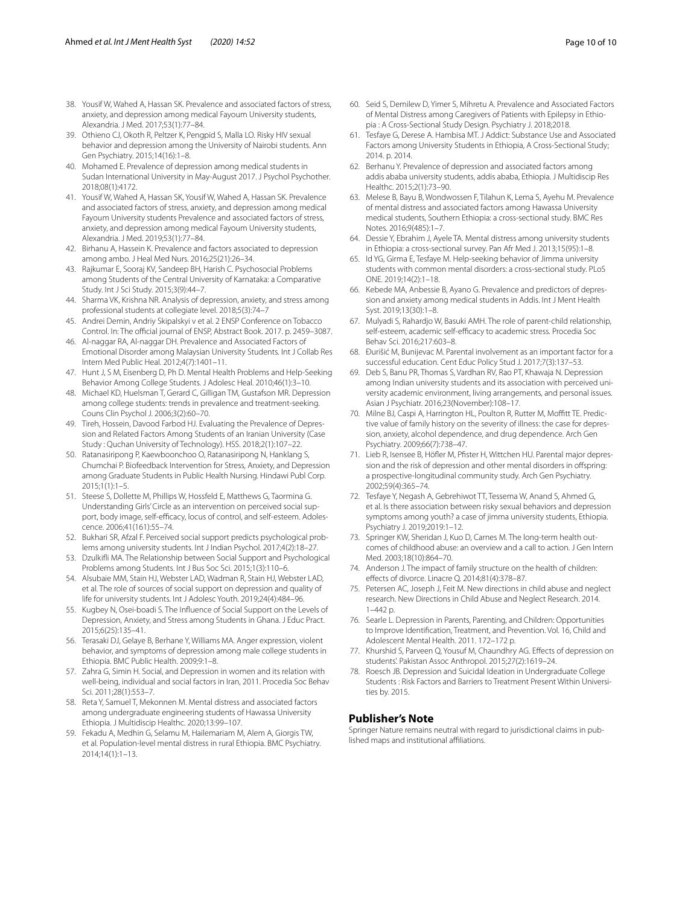38. Yousif W, Wahed A, Hassan SK. Prevalence and associated factors of stress, anxiety, and depression among medical Fayoum University students, Alexandria. J Med. 2017;53(1):77–84.
39. Othieno CJ, Okoth R, Peltzer K, Pengpid S, Malla LO. Risky HIV sexual behavior and depression among the University of Nairobi students. Ann Gen Psychiatry. 2015;14(16):1–8.
40. Mohamed E. Prevalence of depression among medical students in Sudan International University in May-August 2017. J Psychol Psychother. 2018;08(1):4172.
41. Yousif W, Wahed A, Hassan SK, Yousif W, Wahed A, Hassan SK. Prevalence and associated factors of stress, anxiety, and depression among medical Fayoum University students Prevalence and associated factors of stress, anxiety, and depression among medical Fayoum University students, Alexandria. J Med. 2019;53(1):77–84.
42. Birhanu A, Hassein K. Prevalence and factors associated to depression among ambo. J Heal Med Nurs. 2016;25(21):26–34.
43. Rajkumar E, Sooraj KV, Sandeep BH, Harish C. Psychosocial Problems among Students of the Central University of Karnataka: a Comparative Study. Int J Sci Study. 2015;3(9):44–7.
44. Sharma VK, Krishna NR. Analysis of depression, anxiety, and stress among professional students at collegiate level. 2018;5(3):74–7
45. Andrei Demin, Andriy Skipalskyi v et al. 2 ENSP Conference on Tobacco Control. In: The official journal of ENSP, Abstract Book. 2017. p. 2459–3087.
46. Al-naggar RA, Al-naggar DH. Prevalence and Associated Factors of Emotional Disorder among Malaysian University Students. Int J Collab Res Intern Med Public Heal. 2012;4(7):1401–11.
47. Hunt J, S M, Eisenberg D, Ph D. Mental Health Problems and Help-Seeking Behavior Among College Students. J Adolesc Heal. 2010;46(1):3–10.
48. Michael KD, Huelsman T, Gerard C, Gilligan TM, Gustafson MR. Depression among college students: trends in prevalence and treatment-seeking. Couns Clin Psychol J. 2006;3(2):60–70.
49. Tireh, Hossein, Davood Farbod HJ. Evaluating the Prevalence of Depression and Related Factors Among Students of an Iranian University (Case Study : Quchan University of Technology). HSS. 2018;2(1):107–22.
50. Ratanasiripong P, Kaewboonchoo O, Ratanasiripong N, Hanklang S, Chumchai P. Biofeedback Intervention for Stress, Anxiety, and Depression among Graduate Students in Public Health Nursing. Hindawi Publ Corp. 2015;1(1):1–5.
51. Steese S, Dollette M, Phillips W, Hossfeld E, Matthews G, Taormina G. Understanding Girls' Circle as an intervention on perceived social support, body image, self-efficacy, locus of control, and self-esteem. Adolescence. 2006;41(161):55–74.
52. Bukhari SR, Afzal F. Perceived social support predicts psychological problems among university students. Int J Indian Psychol. 2017;4(2):18–27.
53. Dzulkifli MA. The Relationship between Social Support and Psychological Problems among Students. Int J Bus Soc Sci. 2015;1(3):110–6.
54. Alsubaie MM, Stain HJ, Webster LAD, Wadman R, Stain HJ, Webster LAD, et al. The role of sources of social support on depression and quality of life for university students. Int J Adolesc Youth. 2019;24(4):484–96.
55. Kugbey N, Osei-boadi S. The Influence of Social Support on the Levels of Depression, Anxiety, and Stress among Students in Ghana. J Educ Pract. 2015;6(25):135–41.
56. Terasaki DJ, Gelaye B, Berhane Y, Williams MA. Anger expression, violent behavior, and symptoms of depression among male college students in Ethiopia. BMC Public Health. 2009;9:1–8.
57. Zahra G, Simin H. Social, and Depression in women and its relation with well-being, individual and social factors in Iran, 2011. Procedia Soc Behav Sci. 2011;28(1):553–7.
58. Reta Y, Samuel T, Mekonnen M. Mental distress and associated factors among undergraduate engineering students of Hawassa University Ethiopia. J Multidiscip Healthc. 2020;13:99–107.
59. Fekadu A, Medhin G, Selamu M, Hailemariam M, Alem A, Giorgis TW, et al. Population-level mental distress in rural Ethiopia. BMC Psychiatry. 2014;14(1):1–13.
60. Seid S, Demilew D, Yimer S, Mihretu A. Prevalence and Associated Factors of Mental Distress among Caregivers of Patients with Epilepsy in Ethiopia : A Cross-Sectional Study Design. Psychiatry J. 2018;2018.
61. Tesfaye G, Derese A. Hambisa MT. J Addict: Substance Use and Associated Factors among University Students in Ethiopia, A Cross-Sectional Study; 2014. p. 2014.
62. Berhanu Y. Prevalence of depression and associated factors among addis ababa university students, addis ababa, Ethiopia. J Multidiscip Res Healthc. 2015;2(1):73–90.
63. Melese B, Bayu B, Wondwossen F, Tilahun K, Lema S, Ayehu M. Prevalence of mental distress and associated factors among Hawassa University medical students, Southern Ethiopia: a cross-sectional study. BMC Res Notes. 2016;9(485):1–7.
64. Dessie Y, Ebrahim J, Ayele TA. Mental distress among university students in Ethiopia: a cross-sectional survey. Pan Afr Med J. 2013;15(95):1–8.
65. Id YG, Girma E, Tesfaye M. Help-seeking behavior of Jimma university students with common mental disorders: a cross-sectional study. PLoS ONE. 2019;14(2):1–18.
66. Kebede MA, Anbessie B, Ayano G. Prevalence and predictors of depression and anxiety among medical students in Addis. Int J Ment Health Syst. 2019;13(30):1–8.
67. Mulyadi S, Rahardjo W, Basuki AMH. The role of parent-child relationship, self-esteem, academic self-efficacy to academic stress. Procedia Soc Behav Sci. 2016;217:603–8.
68. Đurišić M, Bunijevac M. Parental involvement as an important factor for a successful education. Cent Educ Policy Stud J. 2017;7(3):137–53.
69. Deb S, Banu PR, Thomas S, Vardhan RV, Rao PT, Khawaja N. Depression among Indian university students and its association with perceived university academic environment, living arrangements, and personal issues. Asian J Psychiatr. 2016;23(November):108–17.
70. Milne BJ, Caspi A, Harrington HL, Poulton R, Rutter M, Moffitt TE. Predictive value of family history on the severity of illness: the case for depression, anxiety, alcohol dependence, and drug dependence. Arch Gen Psychiatry. 2009;66(7):738–47.
71. Lieb R, Isensee B, Höfler M, Pfister H, Wittchen HU. Parental major depression and the risk of depression and other mental disorders in offspring: a prospective-longitudinal community study. Arch Gen Psychiatry. 2002;59(4):365–74.
72. Tesfaye Y, Negash A, Gebrehiwot TT, Tessema W, Anand S, Ahmed G, et al. Is there association between risky sexual behaviors and depression symptoms among youth? a case of jimma university students, Ethiopia. Psychiatry J. 2019;2019:1–12.
73. Springer KW, Sheridan J, Kuo D, Carnes M. The long-term health outcomes of childhood abuse: an overview and a call to action. J Gen Intern Med. 2003;18(10):864–70.
74. Anderson J. The impact of family structure on the health of children: effects of divorce. Linacre Q. 2014;81(4):378–87.
75. Petersen AC, Joseph J, Feit M. New directions in child abuse and neglect research. New Directions in Child Abuse and Neglect Research. 2014. 1–442 p.
76. Searle L. Depression in Parents, Parenting, and Children: Opportunities to Improve Identification, Treatment, and Prevention. Vol. 16, Child and Adolescent Mental Health. 2011. 172–172 p.
77. Khurshid S, Parveen Q, Yousuf M, Chaundhry AG. Effects of depression on students'. Pakistan Assoc Anthropol. 2015;27(2):1619–24.
78. Roesch JB. Depression and Suicidal Ideation in Undergraduate College Students : Risk Factors and Barriers to Treatment Present Within Universities by. 2015.

## Publisher's Note

Springer Nature remains neutral with regard to jurisdictional claims in published maps and institutional affiliations.